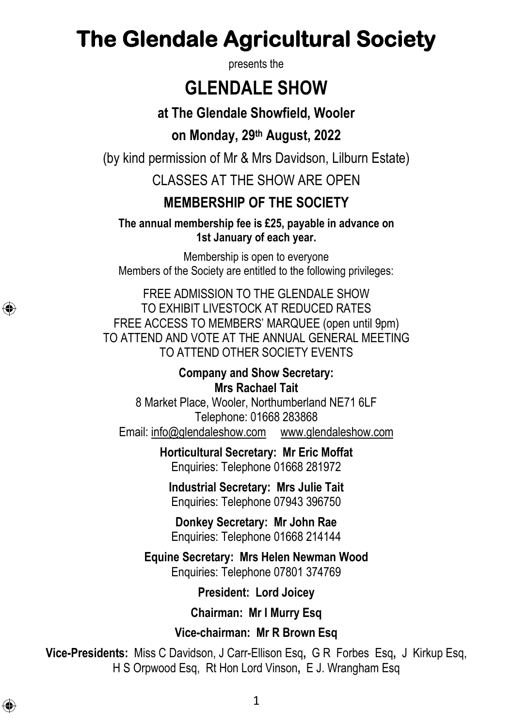# The Glendale Agricultural Society

presents the

# GLENDALE SHOW

**at The Glendale Showfield, Wooler**

**on Monday, 29th August, 2022**

(by kind permission of Mr & Mrs Davidson, Lilburn Estate)

CLASSES AT THE SHOW ARE OPEN

## MEMBERSHIP OF THE SOCIETY

**The annual membership fee is £25, payable in advance on 1st January of each year.**

Membership is open to everyone
Members of the Society are entitled to the following privileges:

FREE ADMISSION TO THE GLENDALE SHOW
TO EXHIBIT LIVESTOCK AT REDUCED RATES
FREE ACCESS TO MEMBERS' MARQUEE (open until 9pm)
TO ATTEND AND VOTE AT THE ANNUAL GENERAL MEETING
TO ATTEND OTHER SOCIETY EVENTS

**Company and Show Secretary:**
**Mrs Rachael Tait**
8 Market Place, Wooler, Northumberland NE71 6LF
Telephone: 01668 283868
Email: info@glendaleshow.com www.glendaleshow.com

**Horticultural Secretary: Mr Eric Moffat**
Enquiries: Telephone 01668 281972

**Industrial Secretary: Mrs Julie Tait**
Enquiries: Telephone 07943 396750

**Donkey Secretary: Mr John Rae**
Enquiries: Telephone 01668 214144

**Equine Secretary: Mrs Helen Newman Wood**
Enquiries: Telephone 07801 374769

**President: Lord Joicey**

**Chairman: Mr I Murry Esq**

**Vice-chairman: Mr R Brown Esq**

**Vice-Presidents:** Miss C Davidson, J Carr-Ellison Esq, G R Forbes Esq, J Kirkup Esq, H S Orpwood Esq, Rt Hon Lord Vinson, E J. Wrangham Esq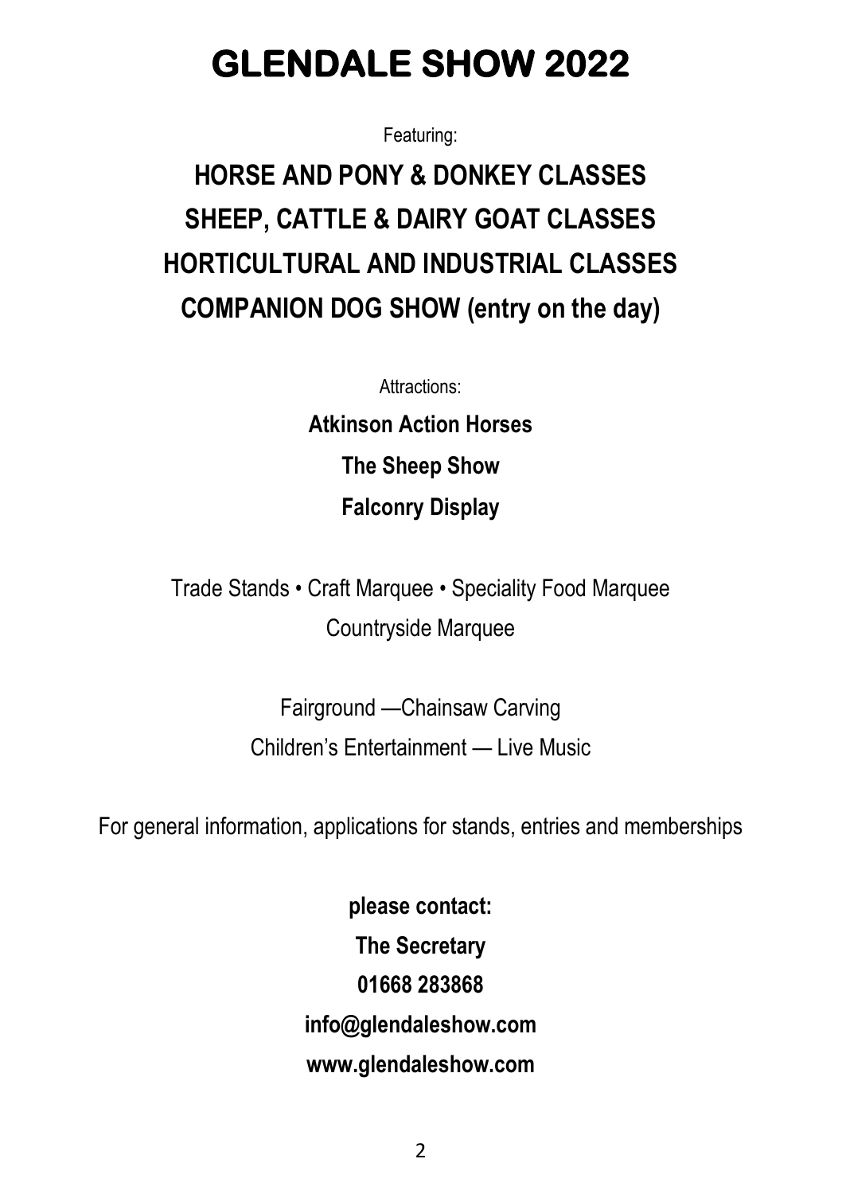# GLENDALE SHOW 2022

Featuring:

## HORSE AND PONY & DONKEY CLASSES
## SHEEP, CATTLE & DAIRY GOAT CLASSES
## HORTICULTURAL AND INDUSTRIAL CLASSES
## COMPANION DOG SHOW (entry on the day)

Attractions:

**Atkinson Action Horses**

**The Sheep Show**

**Falconry Display**

Trade Stands • Craft Marquee • Speciality Food Marquee
Countryside Marquee

Fairground —Chainsaw Carving
Children's Entertainment — Live Music

For general information, applications for stands, entries and memberships

**please contact:**

**The Secretary**

**01668 283868**

**info@glendaleshow.com**

**www.glendaleshow.com**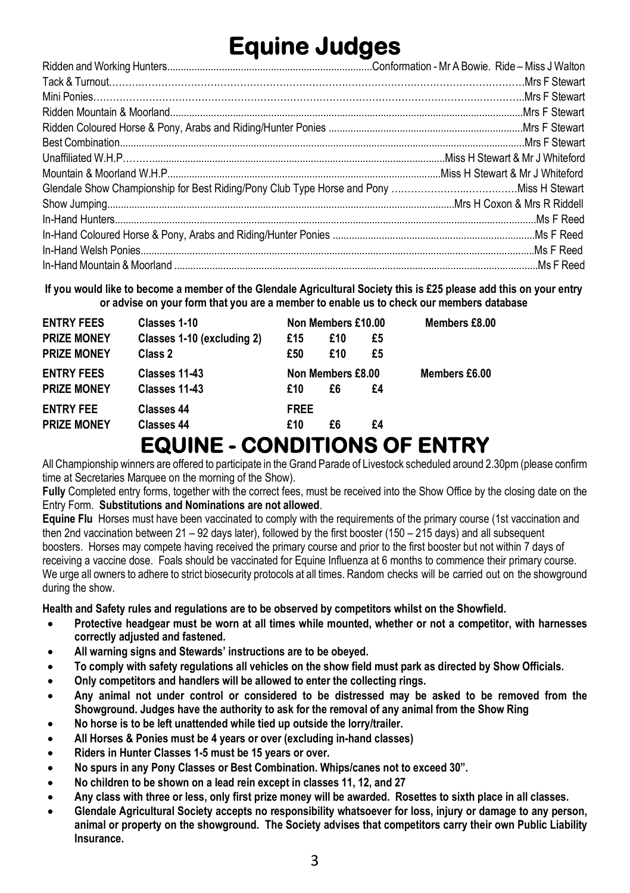# Equine Judges

| Class | Judge |
|---|---|
| Ridden and Working Hunters | Conformation - Mr A Bowie. Ride – Miss J Walton |
| Tack & Turnout | Mrs F Stewart |
| Mini Ponies | Mrs F Stewart |
| Ridden Mountain & Moorland | Mrs F Stewart |
| Ridden Coloured Horse & Pony, Arabs and Riding/Hunter Ponies | Mrs F Stewart |
| Best Combination | Mrs F Stewart |
| Unaffiliated W.H.P | Miss H Stewart & Mr J Whiteford |
| Mountain & Moorland W.H.P | Miss H Stewart & Mr J Whiteford |
| Glendale Show Championship for Best Riding/Pony Club Type Horse and Pony | Miss H Stewart |
| Show Jumping | Mrs H Coxon & Mrs R Riddell |
| In-Hand Hunters | Ms F Reed |
| In-Hand Coloured Horse & Pony, Arabs and Riding/Hunter Ponies | Ms F Reed |
| In-Hand Welsh Ponies | Ms F Reed |
| In-Hand Mountain & Moorland | Ms F Reed |

**If you would like to become a member of the Glendale Agricultural Society this is £25 please add this on your entry or advise on your form that you are a member to enable us to check our members database**

| | | | | | |
|---|---|---|---|---|---|
| **ENTRY FEES** | **Classes 1-10** | **Non Members £10.00** | | | **Members £8.00** |
| **PRIZE MONEY** | **Classes 1-10 (excluding 2)** | **£15** | **£10** | **£5** | |
| **PRIZE MONEY** | **Class 2** | **£50** | **£10** | **£5** | |
| **ENTRY FEES** | **Classes 11-43** | **Non Members £8.00** | | | **Members £6.00** |
| **PRIZE MONEY** | **Classes 11-43** | **£10** | **£6** | **£4** | |
| **ENTRY FEE** | **Classes 44** | **FREE** | | | |
| **PRIZE MONEY** | **Classes 44** | **£10** | **£6** | **£4** | |

# EQUINE - CONDITIONS OF ENTRY

All Championship winners are offered to participate in the Grand Parade of Livestock scheduled around 2.30pm (please confirm time at Secretaries Marquee on the morning of the Show).

**Fully** Completed entry forms, together with the correct fees, must be received into the Show Office by the closing date on the Entry Form. **Substitutions and Nominations are not allowed**.

**Equine Flu** Horses must have been vaccinated to comply with the requirements of the primary course (1st vaccination and then 2nd vaccination between 21 – 92 days later), followed by the first booster (150 – 215 days) and all subsequent boosters. Horses may compete having received the primary course and prior to the first booster but not within 7 days of receiving a vaccine dose. Foals should be vaccinated for Equine Influenza at 6 months to commence their primary course. We urge all owners to adhere to strict biosecurity protocols at all times. Random checks will be carried out on the showground during the show.

**Health and Safety rules and regulations are to be observed by competitors whilst on the Showfield.**

- **Protective headgear must be worn at all times while mounted, whether or not a competitor, with harnesses correctly adjusted and fastened.**
- **All warning signs and Stewards' instructions are to be obeyed.**
- **To comply with safety regulations all vehicles on the show field must park as directed by Show Officials.**
- **Only competitors and handlers will be allowed to enter the collecting rings.**
- **Any animal not under control or considered to be distressed may be asked to be removed from the Showground. Judges have the authority to ask for the removal of any animal from the Show Ring**
- **No horse is to be left unattended while tied up outside the lorry/trailer.**
- **All Horses & Ponies must be 4 years or over (excluding in-hand classes)**
- **Riders in Hunter Classes 1-5 must be 15 years or over.**
- **No spurs in any Pony Classes or Best Combination. Whips/canes not to exceed 30".**
- **No children to be shown on a lead rein except in classes 11, 12, and 27**
- **Any class with three or less, only first prize money will be awarded. Rosettes to sixth place in all classes.**
- **Glendale Agricultural Society accepts no responsibility whatsoever for loss, injury or damage to any person, animal or property on the showground. The Society advises that competitors carry their own Public Liability Insurance.**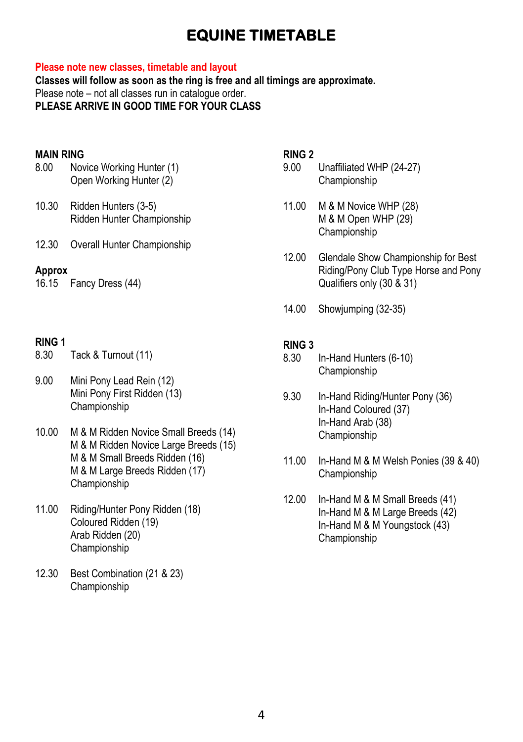# EQUINE TIMETABLE

**Please note new classes, timetable and layout**

**Classes will follow as soon as the ring is free and all timings are approximate.**

Please note – not all classes run in catalogue order.

**PLEASE ARRIVE IN GOOD TIME FOR YOUR CLASS**

## MAIN RING

8.00 Novice Working Hunter (1)
Open Working Hunter (2)

10.30 Ridden Hunters (3-5)
Ridden Hunter Championship

12.30 Overall Hunter Championship

**Approx**
16.15 Fancy Dress (44)

## RING 1

8.30 Tack & Turnout (11)

9.00 Mini Pony Lead Rein (12)
Mini Pony First Ridden (13)
Championship

10.00 M & M Ridden Novice Small Breeds (14)
M & M Ridden Novice Large Breeds (15)
M & M Small Breeds Ridden (16)
M & M Large Breeds Ridden (17)
Championship

11.00 Riding/Hunter Pony Ridden (18)
Coloured Ridden (19)
Arab Ridden (20)
Championship

12.30 Best Combination (21 & 23)
Championship

## RING 2

9.00 Unaffiliated WHP (24-27)
Championship

11.00 M & M Novice WHP (28)
M & M Open WHP (29)
Championship

12.00 Glendale Show Championship for Best Riding/Pony Club Type Horse and Pony Qualifiers only (30 & 31)

14.00 Showjumping (32-35)

## RING 3

8.30 In-Hand Hunters (6-10)
Championship

9.30 In-Hand Riding/Hunter Pony (36)
In-Hand Coloured (37)
In-Hand Arab (38)
Championship

11.00 In-Hand M & M Welsh Ponies (39 & 40)
Championship

12.00 In-Hand M & M Small Breeds (41)
In-Hand M & M Large Breeds (42)
In-Hand M & M Youngstock (43)
Championship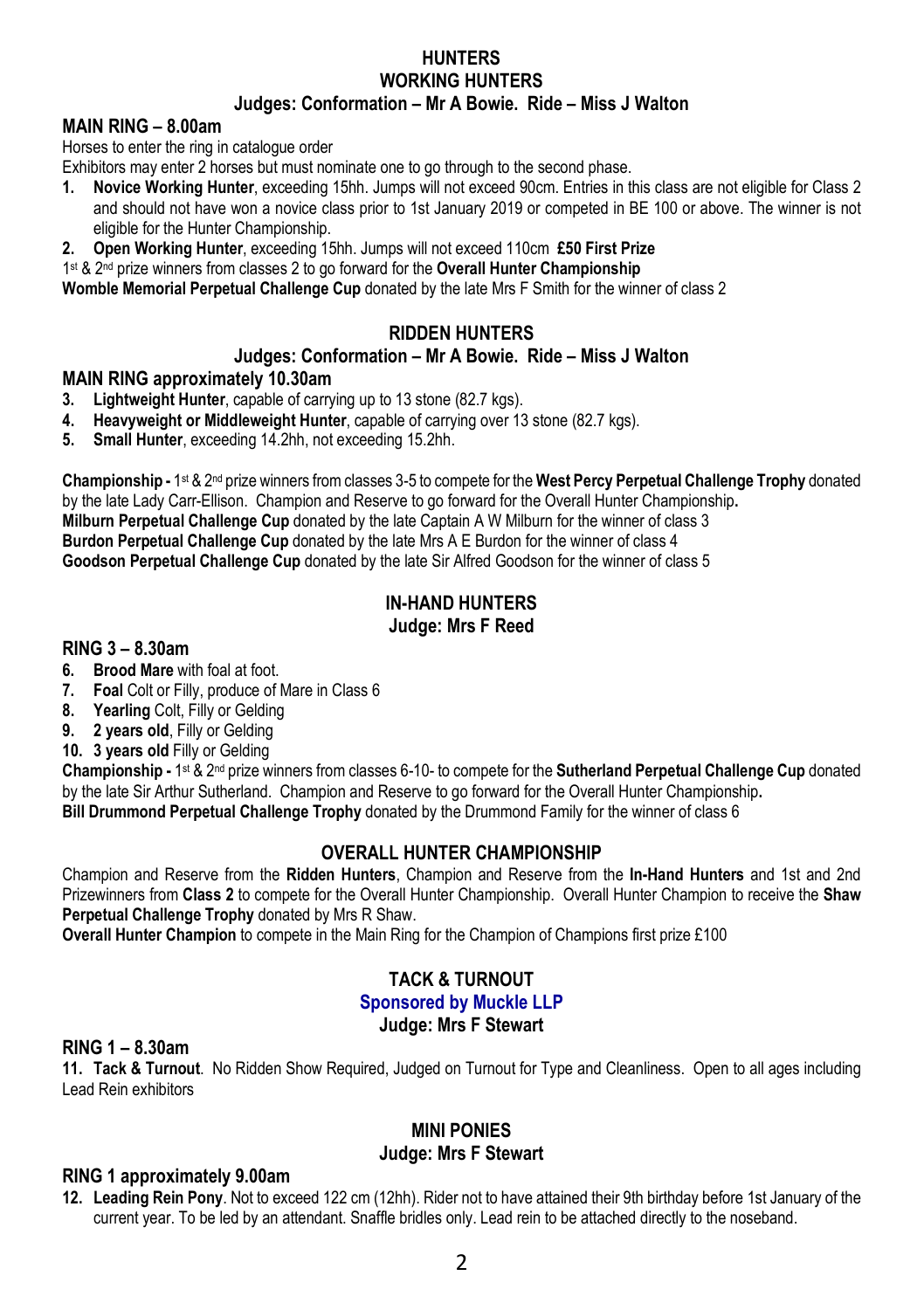# HUNTERS

## WORKING HUNTERS

### Judges: Conformation – Mr A Bowie. Ride – Miss J Walton

**MAIN RING – 8.00am**

Horses to enter the ring in catalogue order

Exhibitors may enter 2 horses but must nominate one to go through to the second phase.

1. **Novice Working Hunter**, exceeding 15hh. Jumps will not exceed 90cm. Entries in this class are not eligible for Class 2 and should not have won a novice class prior to 1st January 2019 or competed in BE 100 or above. The winner is not eligible for the Hunter Championship.
2. **Open Working Hunter**, exceeding 15hh. Jumps will not exceed 110cm **£50 First Prize**

1st & 2nd prize winners from classes 2 to go forward for the **Overall Hunter Championship**

**Womble Memorial Perpetual Challenge Cup** donated by the late Mrs F Smith for the winner of class 2

## RIDDEN HUNTERS

### Judges: Conformation – Mr A Bowie. Ride – Miss J Walton

**MAIN RING approximately 10.30am**

3. **Lightweight Hunter**, capable of carrying up to 13 stone (82.7 kgs).
4. **Heavyweight or Middleweight Hunter**, capable of carrying over 13 stone (82.7 kgs).
5. **Small Hunter**, exceeding 14.2hh, not exceeding 15.2hh.

**Championship -** 1st & 2nd prize winners from classes 3-5 to compete for the **West Percy Perpetual Challenge Trophy** donated by the late Lady Carr-Ellison. Champion and Reserve to go forward for the Overall Hunter Championship**.**

**Milburn Perpetual Challenge Cup** donated by the late Captain A W Milburn for the winner of class 3

**Burdon Perpetual Challenge Cup** donated by the late Mrs A E Burdon for the winner of class 4

**Goodson Perpetual Challenge Cup** donated by the late Sir Alfred Goodson for the winner of class 5

## IN-HAND HUNTERS

### Judge: Mrs F Reed

**RING 3 – 8.30am**

6. **Brood Mare** with foal at foot.
7. **Foal** Colt or Filly, produce of Mare in Class 6
8. **Yearling** Colt, Filly or Gelding
9. **2 years old**, Filly or Gelding
10. **3 years old** Filly or Gelding

**Championship -** 1st & 2nd prize winners from classes 6-10- to compete for the **Sutherland Perpetual Challenge Cup** donated by the late Sir Arthur Sutherland. Champion and Reserve to go forward for the Overall Hunter Championship**.**

**Bill Drummond Perpetual Challenge Trophy** donated by the Drummond Family for the winner of class 6

## OVERALL HUNTER CHAMPIONSHIP

Champion and Reserve from the **Ridden Hunters**, Champion and Reserve from the **In-Hand Hunters** and 1st and 2nd Prizewinners from **Class 2** to compete for the Overall Hunter Championship. Overall Hunter Champion to receive the **Shaw Perpetual Challenge Trophy** donated by Mrs R Shaw.

**Overall Hunter Champion** to compete in the Main Ring for the Champion of Champions first prize £100

## TACK & TURNOUT

### Sponsored by Muckle LLP

### Judge: Mrs F Stewart

**RING 1 – 8.30am**

11. **Tack & Turnout**. No Ridden Show Required, Judged on Turnout for Type and Cleanliness. Open to all ages including Lead Rein exhibitors

## MINI PONIES

### Judge: Mrs F Stewart

**RING 1 approximately 9.00am**

12. **Leading Rein Pony**. Not to exceed 122 cm (12hh). Rider not to have attained their 9th birthday before 1st January of the current year. To be led by an attendant. Snaffle bridles only. Lead rein to be attached directly to the noseband.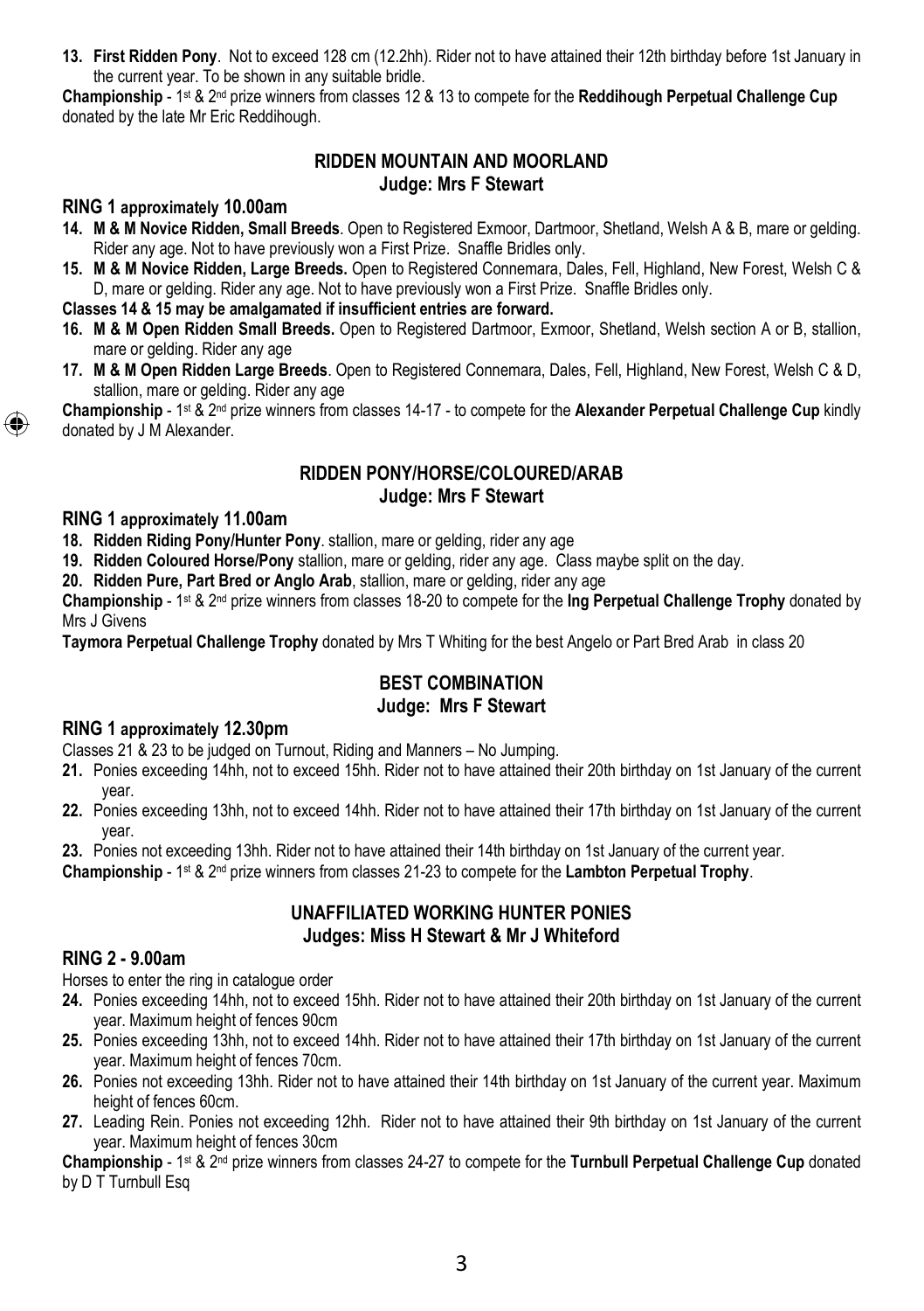**13. First Ridden Pony**. Not to exceed 128 cm (12.2hh). Rider not to have attained their 12th birthday before 1st January in the current year. To be shown in any suitable bridle.

**Championship** - 1st & 2nd prize winners from classes 12 & 13 to compete for the **Reddihough Perpetual Challenge Cup** donated by the late Mr Eric Reddihough.

## RIDDEN MOUNTAIN AND MOORLAND
### Judge: Mrs F Stewart

### RING 1 approximately 10.00am

**14. M & M Novice Ridden, Small Breeds**. Open to Registered Exmoor, Dartmoor, Shetland, Welsh A & B, mare or gelding. Rider any age. Not to have previously won a First Prize. Snaffle Bridles only.

**15. M & M Novice Ridden, Large Breeds.** Open to Registered Connemara, Dales, Fell, Highland, New Forest, Welsh C & D, mare or gelding. Rider any age. Not to have previously won a First Prize. Snaffle Bridles only.

**Classes 14 & 15 may be amalgamated if insufficient entries are forward.**

**16. M & M Open Ridden Small Breeds.** Open to Registered Dartmoor, Exmoor, Shetland, Welsh section A or B, stallion, mare or gelding. Rider any age

**17. M & M Open Ridden Large Breeds**. Open to Registered Connemara, Dales, Fell, Highland, New Forest, Welsh C & D, stallion, mare or gelding. Rider any age

**Championship** - 1st & 2nd prize winners from classes 14-17 - to compete for the **Alexander Perpetual Challenge Cup** kindly donated by J M Alexander.

## RIDDEN PONY/HORSE/COLOURED/ARAB
### Judge: Mrs F Stewart

### RING 1 approximately 11.00am

**18. Ridden Riding Pony/Hunter Pony**. stallion, mare or gelding, rider any age

**19. Ridden Coloured Horse/Pony** stallion, mare or gelding, rider any age. Class maybe split on the day.

**20. Ridden Pure, Part Bred or Anglo Arab**, stallion, mare or gelding, rider any age

**Championship** - 1st & 2nd prize winners from classes 18-20 to compete for the **Ing Perpetual Challenge Trophy** donated by Mrs J Givens

**Taymora Perpetual Challenge Trophy** donated by Mrs T Whiting for the best Angelo or Part Bred Arab in class 20

## BEST COMBINATION
### Judge: Mrs F Stewart

### RING 1 approximately 12.30pm

Classes 21 & 23 to be judged on Turnout, Riding and Manners – No Jumping.

**21.** Ponies exceeding 14hh, not to exceed 15hh. Rider not to have attained their 20th birthday on 1st January of the current year.

**22.** Ponies exceeding 13hh, not to exceed 14hh. Rider not to have attained their 17th birthday on 1st January of the current year.

**23.** Ponies not exceeding 13hh. Rider not to have attained their 14th birthday on 1st January of the current year.

**Championship** - 1st & 2nd prize winners from classes 21-23 to compete for the **Lambton Perpetual Trophy**.

## UNAFFILIATED WORKING HUNTER PONIES
### Judges: Miss H Stewart & Mr J Whiteford

### RING 2 - 9.00am

Horses to enter the ring in catalogue order

**24.** Ponies exceeding 14hh, not to exceed 15hh. Rider not to have attained their 20th birthday on 1st January of the current year. Maximum height of fences 90cm

**25.** Ponies exceeding 13hh, not to exceed 14hh. Rider not to have attained their 17th birthday on 1st January of the current year. Maximum height of fences 70cm.

**26.** Ponies not exceeding 13hh. Rider not to have attained their 14th birthday on 1st January of the current year. Maximum height of fences 60cm.

**27.** Leading Rein. Ponies not exceeding 12hh. Rider not to have attained their 9th birthday on 1st January of the current year. Maximum height of fences 30cm

**Championship** - 1st & 2nd prize winners from classes 24-27 to compete for the **Turnbull Perpetual Challenge Cup** donated by D T Turnbull Esq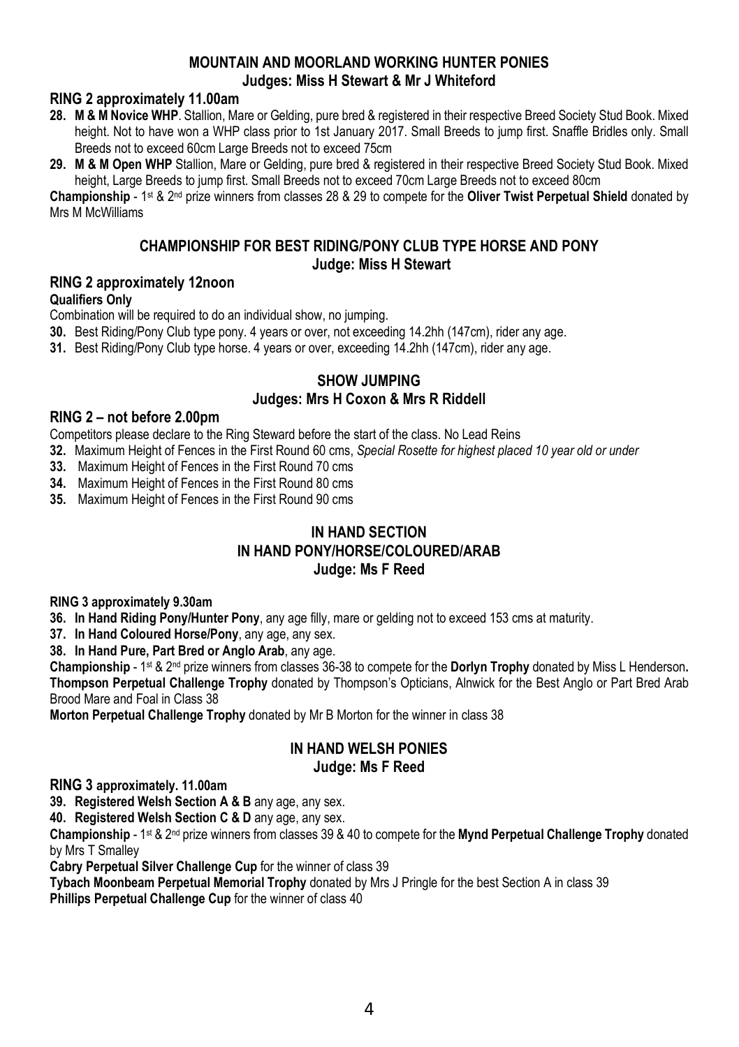## MOUNTAIN AND MOORLAND WORKING HUNTER PONIES

**Judges: Miss H Stewart & Mr J Whiteford**

### RING 2 approximately 11.00am

**28. M & M Novice WHP**. Stallion, Mare or Gelding, pure bred & registered in their respective Breed Society Stud Book. Mixed height. Not to have won a WHP class prior to 1st January 2017. Small Breeds to jump first. Snaffle Bridles only. Small Breeds not to exceed 60cm Large Breeds not to exceed 75cm

**29. M & M Open WHP** Stallion, Mare or Gelding, pure bred & registered in their respective Breed Society Stud Book. Mixed height, Large Breeds to jump first. Small Breeds not to exceed 70cm Large Breeds not to exceed 80cm

**Championship** - 1st & 2nd prize winners from classes 28 & 29 to compete for the **Oliver Twist Perpetual Shield** donated by Mrs M McWilliams

## CHAMPIONSHIP FOR BEST RIDING/PONY CLUB TYPE HORSE AND PONY

**Judge: Miss H Stewart**

### RING 2 approximately 12noon

**Qualifiers Only**

Combination will be required to do an individual show, no jumping.

**30.** Best Riding/Pony Club type pony. 4 years or over, not exceeding 14.2hh (147cm), rider any age.

**31.** Best Riding/Pony Club type horse. 4 years or over, exceeding 14.2hh (147cm), rider any age.

## SHOW JUMPING

**Judges: Mrs H Coxon & Mrs R Riddell**

### RING 2 – not before 2.00pm

Competitors please declare to the Ring Steward before the start of the class. No Lead Reins

**32.** Maximum Height of Fences in the First Round 60 cms, *Special Rosette for highest placed 10 year old or under*

**33.** Maximum Height of Fences in the First Round 70 cms

**34.** Maximum Height of Fences in the First Round 80 cms

**35.** Maximum Height of Fences in the First Round 90 cms

## IN HAND SECTION

## IN HAND PONY/HORSE/COLOURED/ARAB

**Judge: Ms F Reed**

**RING 3 approximately 9.30am**

**36. In Hand Riding Pony/Hunter Pony**, any age filly, mare or gelding not to exceed 153 cms at maturity.

**37. In Hand Coloured Horse/Pony**, any age, any sex.

**38. In Hand Pure, Part Bred or Anglo Arab**, any age.

**Championship** - 1st & 2nd prize winners from classes 36-38 to compete for the **Dorlyn Trophy** donated by Miss L Henderson**.**

**Thompson Perpetual Challenge Trophy** donated by Thompson's Opticians, Alnwick for the Best Anglo or Part Bred Arab Brood Mare and Foal in Class 38

**Morton Perpetual Challenge Trophy** donated by Mr B Morton for the winner in class 38

## IN HAND WELSH PONIES

**Judge: Ms F Reed**

### RING 3 approximately. 11.00am

**39. Registered Welsh Section A & B** any age, any sex.

**40. Registered Welsh Section C & D** any age, any sex.

**Championship** - 1st & 2nd prize winners from classes 39 & 40 to compete for the **Mynd Perpetual Challenge Trophy** donated by Mrs T Smalley

**Cabry Perpetual Silver Challenge Cup** for the winner of class 39

**Tybach Moonbeam Perpetual Memorial Trophy** donated by Mrs J Pringle for the best Section A in class 39

**Phillips Perpetual Challenge Cup** for the winner of class 40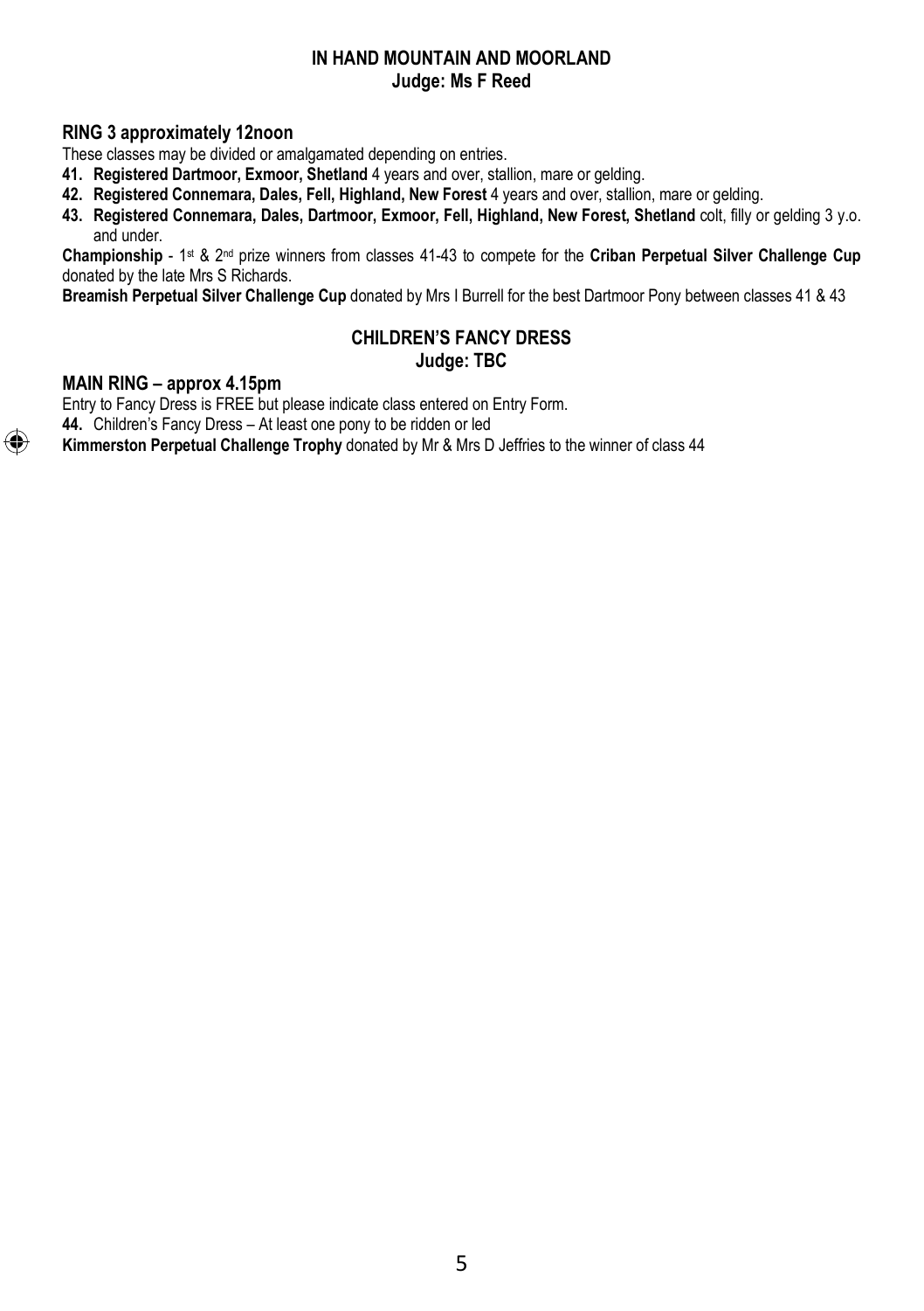## IN HAND MOUNTAIN AND MOORLAND
**Judge: Ms F Reed**

### RING 3 approximately 12noon

These classes may be divided or amalgamated depending on entries.

41. **Registered Dartmoor, Exmoor, Shetland** 4 years and over, stallion, mare or gelding.
42. **Registered Connemara, Dales, Fell, Highland, New Forest** 4 years and over, stallion, mare or gelding.
43. **Registered Connemara, Dales, Dartmoor, Exmoor, Fell, Highland, New Forest, Shetland** colt, filly or gelding 3 y.o. and under.

**Championship** - 1st & 2nd prize winners from classes 41-43 to compete for the **Criban Perpetual Silver Challenge Cup** donated by the late Mrs S Richards.

**Breamish Perpetual Silver Challenge Cup** donated by Mrs I Burrell for the best Dartmoor Pony between classes 41 & 43

## CHILDREN'S FANCY DRESS
**Judge: TBC**

### MAIN RING – approx 4.15pm

Entry to Fancy Dress is FREE but please indicate class entered on Entry Form.

**44.** Children's Fancy Dress – At least one pony to be ridden or led

**Kimmerston Perpetual Challenge Trophy** donated by Mr & Mrs D Jeffries to the winner of class 44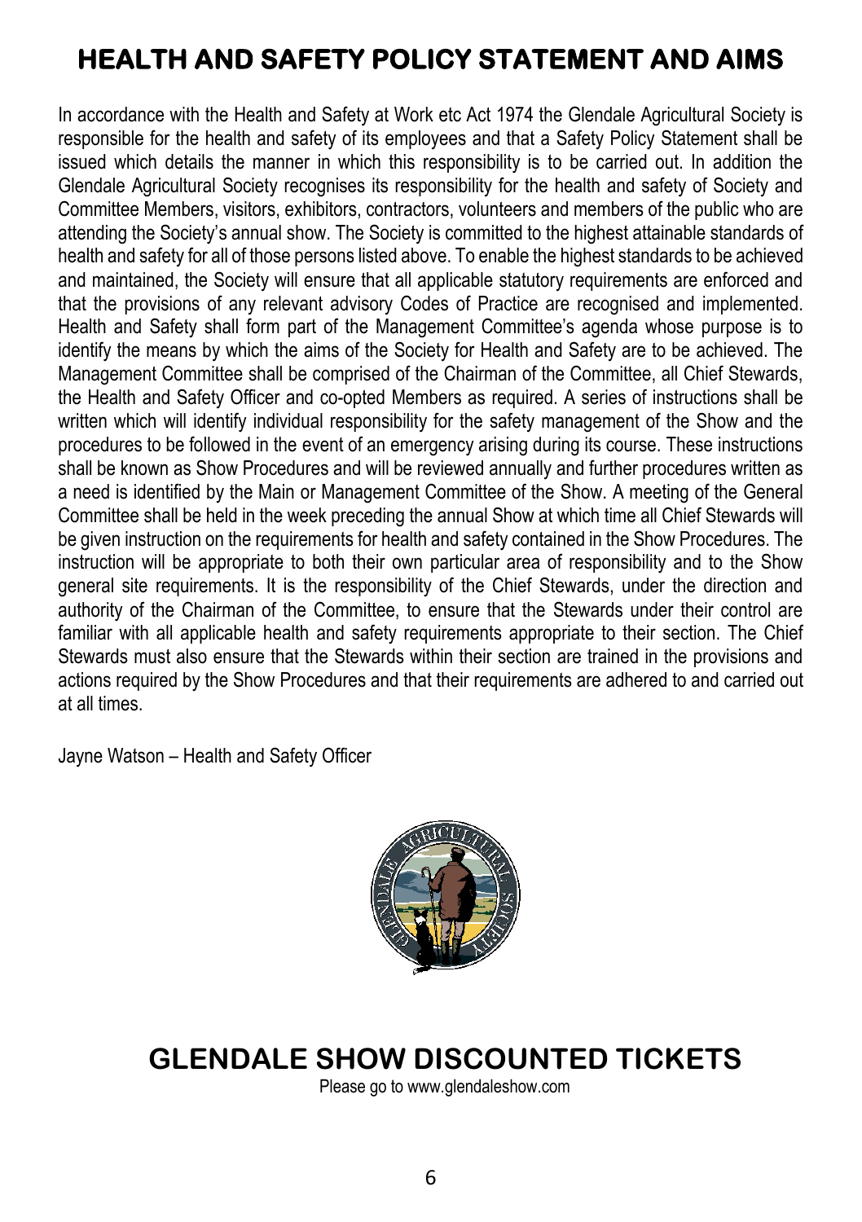# HEALTH AND SAFETY POLICY STATEMENT AND AIMS

In accordance with the Health and Safety at Work etc Act 1974 the Glendale Agricultural Society is responsible for the health and safety of its employees and that a Safety Policy Statement shall be issued which details the manner in which this responsibility is to be carried out. In addition the Glendale Agricultural Society recognises its responsibility for the health and safety of Society and Committee Members, visitors, exhibitors, contractors, volunteers and members of the public who are attending the Society's annual show. The Society is committed to the highest attainable standards of health and safety for all of those persons listed above. To enable the highest standards to be achieved and maintained, the Society will ensure that all applicable statutory requirements are enforced and that the provisions of any relevant advisory Codes of Practice are recognised and implemented. Health and Safety shall form part of the Management Committee's agenda whose purpose is to identify the means by which the aims of the Society for Health and Safety are to be achieved. The Management Committee shall be comprised of the Chairman of the Committee, all Chief Stewards, the Health and Safety Officer and co-opted Members as required. A series of instructions shall be written which will identify individual responsibility for the safety management of the Show and the procedures to be followed in the event of an emergency arising during its course. These instructions shall be known as Show Procedures and will be reviewed annually and further procedures written as a need is identified by the Main or Management Committee of the Show. A meeting of the General Committee shall be held in the week preceding the annual Show at which time all Chief Stewards will be given instruction on the requirements for health and safety contained in the Show Procedures. The instruction will be appropriate to both their own particular area of responsibility and to the Show general site requirements. It is the responsibility of the Chief Stewards, under the direction and authority of the Chairman of the Committee, to ensure that the Stewards under their control are familiar with all applicable health and safety requirements appropriate to their section. The Chief Stewards must also ensure that the Stewards within their section are trained in the provisions and actions required by the Show Procedures and that their requirements are adhered to and carried out at all times.

Jayne Watson – Health and Safety Officer

# GLENDALE SHOW DISCOUNTED TICKETS

Please go to www.glendaleshow.com